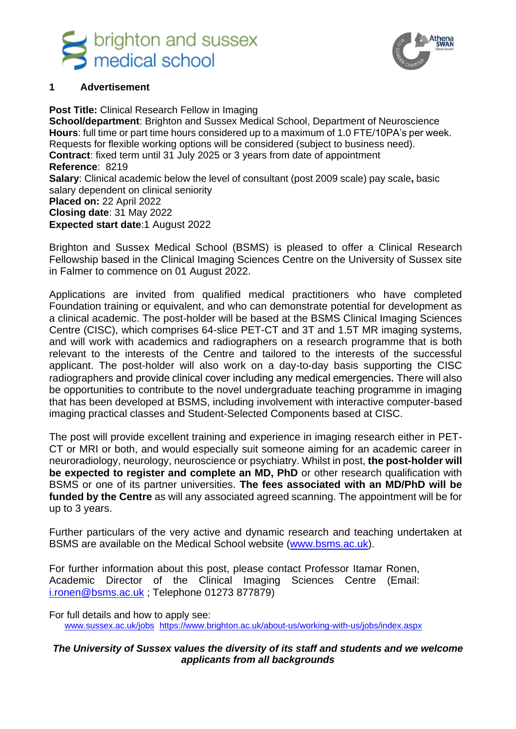## 1 Advertisement

**Post Title:** Clinical Research Fellow in Imaging
**School/department**: Brighton and Sussex Medical School, Department of Neuroscience
**Hours**: full time or part time hours considered up to a maximum of 1.0 FTE/10PA's per week. Requests for flexible working options will be considered (subject to business need).
**Contract**: fixed term until 31 July 2025 or 3 years from date of appointment
**Reference**: 8219
**Salary**: Clinical academic below the level of consultant (post 2009 scale) pay scale**,** basic salary dependent on clinical seniority
**Placed on:** 22 April 2022
**Closing date**: 31 May 2022
**Expected start date**:1 August 2022

Brighton and Sussex Medical School (BSMS) is pleased to offer a Clinical Research Fellowship based in the Clinical Imaging Sciences Centre on the University of Sussex site in Falmer to commence on 01 August 2022.

Applications are invited from qualified medical practitioners who have completed Foundation training or equivalent, and who can demonstrate potential for development as a clinical academic. The post-holder will be based at the BSMS Clinical Imaging Sciences Centre (CISC), which comprises 64-slice PET-CT and 3T and 1.5T MR imaging systems, and will work with academics and radiographers on a research programme that is both relevant to the interests of the Centre and tailored to the interests of the successful applicant. The post-holder will also work on a day-to-day basis supporting the CISC radiographers and provide clinical cover including any medical emergencies. There will also be opportunities to contribute to the novel undergraduate teaching programme in imaging that has been developed at BSMS, including involvement with interactive computer-based imaging practical classes and Student-Selected Components based at CISC.

The post will provide excellent training and experience in imaging research either in PET-CT or MRI or both, and would especially suit someone aiming for an academic career in neuroradiology, neurology, neuroscience or psychiatry. Whilst in post, **the post-holder will be expected to register and complete an MD, PhD** or other research qualification with BSMS or one of its partner universities. **The fees associated with an MD/PhD will be funded by the Centre** as will any associated agreed scanning. The appointment will be for up to 3 years.

Further particulars of the very active and dynamic research and teaching undertaken at BSMS are available on the Medical School website (www.bsms.ac.uk).

For further information about this post, please contact Professor Itamar Ronen, Academic Director of the Clinical Imaging Sciences Centre (Email: i.ronen@bsms.ac.uk ; Telephone 01273 877879)

For full details and how to apply see:
www.sussex.ac.uk/jobs https://www.brighton.ac.uk/about-us/working-with-us/jobs/index.aspx

***The University of Sussex values the diversity of its staff and students and we welcome applicants from all backgrounds***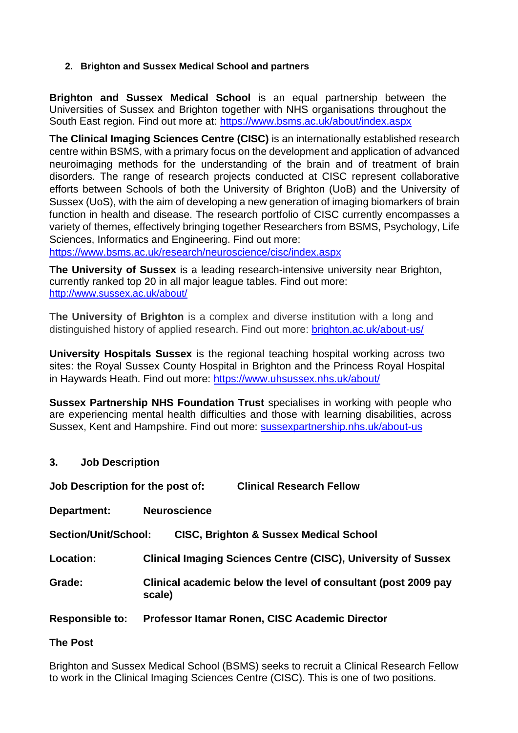## 2. Brighton and Sussex Medical School and partners

**Brighton and Sussex Medical School** is an equal partnership between the Universities of Sussex and Brighton together with NHS organisations throughout the South East region. Find out more at: https://www.bsms.ac.uk/about/index.aspx

**The Clinical Imaging Sciences Centre (CISC)** is an internationally established research centre within BSMS, with a primary focus on the development and application of advanced neuroimaging methods for the understanding of the brain and of treatment of brain disorders. The range of research projects conducted at CISC represent collaborative efforts between Schools of both the University of Brighton (UoB) and the University of Sussex (UoS), with the aim of developing a new generation of imaging biomarkers of brain function in health and disease. The research portfolio of CISC currently encompasses a variety of themes, effectively bringing together Researchers from BSMS, Psychology, Life Sciences, Informatics and Engineering. Find out more: https://www.bsms.ac.uk/research/neuroscience/cisc/index.aspx

**The University of Sussex** is a leading research-intensive university near Brighton, currently ranked top 20 in all major league tables. Find out more: http://www.sussex.ac.uk/about/

**The University of Brighton** is a complex and diverse institution with a long and distinguished history of applied research. Find out more: brighton.ac.uk/about-us/

**University Hospitals Sussex** is the regional teaching hospital working across two sites: the Royal Sussex County Hospital in Brighton and the Princess Royal Hospital in Haywards Heath. Find out more: https://www.uhsussex.nhs.uk/about/

**Sussex Partnership NHS Foundation Trust** specialises in working with people who are experiencing mental health difficulties and those with learning disabilities, across Sussex, Kent and Hampshire. Find out more: sussexpartnership.nhs.uk/about-us

## 3. Job Description

**Job Description for the post of:** **Clinical Research Fellow**

**Department:** **Neuroscience**

**Section/Unit/School:** **CISC, Brighton & Sussex Medical School**

**Location:** **Clinical Imaging Sciences Centre (CISC), University of Sussex**

**Grade:** **Clinical academic below the level of consultant (post 2009 pay scale)**

**Responsible to:** **Professor Itamar Ronen, CISC Academic Director**

### The Post

Brighton and Sussex Medical School (BSMS) seeks to recruit a Clinical Research Fellow to work in the Clinical Imaging Sciences Centre (CISC). This is one of two positions.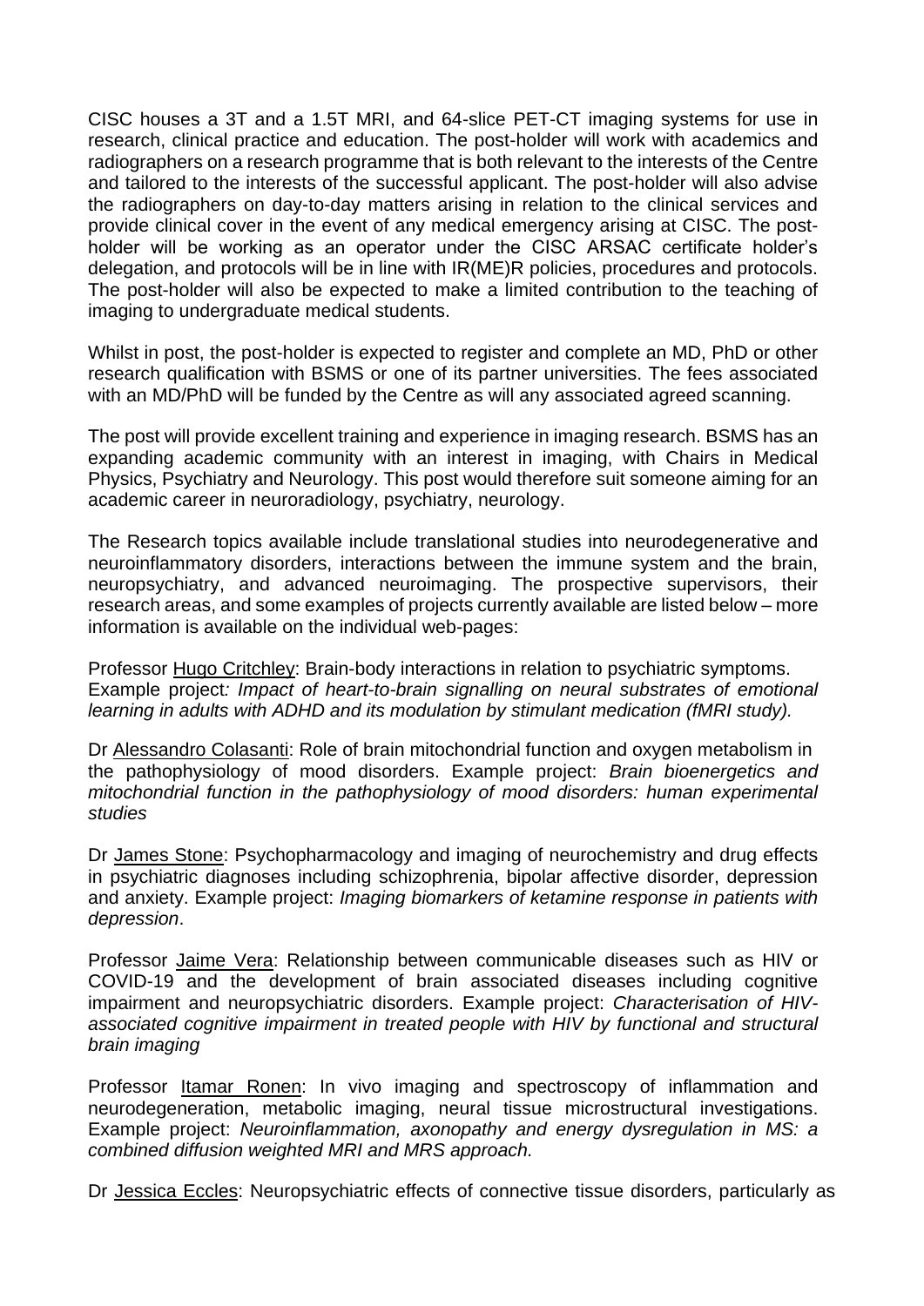CISC houses a 3T and a 1.5T MRI, and 64-slice PET-CT imaging systems for use in research, clinical practice and education. The post-holder will work with academics and radiographers on a research programme that is both relevant to the interests of the Centre and tailored to the interests of the successful applicant. The post-holder will also advise the radiographers on day-to-day matters arising in relation to the clinical services and provide clinical cover in the event of any medical emergency arising at CISC. The post-holder will be working as an operator under the CISC ARSAC certificate holder's delegation, and protocols will be in line with IR(ME)R policies, procedures and protocols. The post-holder will also be expected to make a limited contribution to the teaching of imaging to undergraduate medical students.

Whilst in post, the post-holder is expected to register and complete an MD, PhD or other research qualification with BSMS or one of its partner universities. The fees associated with an MD/PhD will be funded by the Centre as will any associated agreed scanning.

The post will provide excellent training and experience in imaging research. BSMS has an expanding academic community with an interest in imaging, with Chairs in Medical Physics, Psychiatry and Neurology. This post would therefore suit someone aiming for an academic career in neuroradiology, psychiatry, neurology.

The Research topics available include translational studies into neurodegenerative and neuroinflammatory disorders, interactions between the immune system and the brain, neuropsychiatry, and advanced neuroimaging. The prospective supervisors, their research areas, and some examples of projects currently available are listed below – more information is available on the individual web-pages:

Professor Hugo Critchley: Brain-body interactions in relation to psychiatric symptoms. Example project*: Impact of heart-to-brain signalling on neural substrates of emotional learning in adults with ADHD and its modulation by stimulant medication (fMRI study).*

Dr Alessandro Colasanti: Role of brain mitochondrial function and oxygen metabolism in the pathophysiology of mood disorders. Example project: *Brain bioenergetics and mitochondrial function in the pathophysiology of mood disorders: human experimental studies*

Dr James Stone: Psychopharmacology and imaging of neurochemistry and drug effects in psychiatric diagnoses including schizophrenia, bipolar affective disorder, depression and anxiety. Example project: *Imaging biomarkers of ketamine response in patients with depression*.

Professor Jaime Vera: Relationship between communicable diseases such as HIV or COVID-19 and the development of brain associated diseases including cognitive impairment and neuropsychiatric disorders. Example project: *Characterisation of HIV-associated cognitive impairment in treated people with HIV by functional and structural brain imaging*

Professor Itamar Ronen: In vivo imaging and spectroscopy of inflammation and neurodegeneration, metabolic imaging, neural tissue microstructural investigations. Example project: *Neuroinflammation, axonopathy and energy dysregulation in MS: a combined diffusion weighted MRI and MRS approach.*

Dr Jessica Eccles: Neuropsychiatric effects of connective tissue disorders, particularly as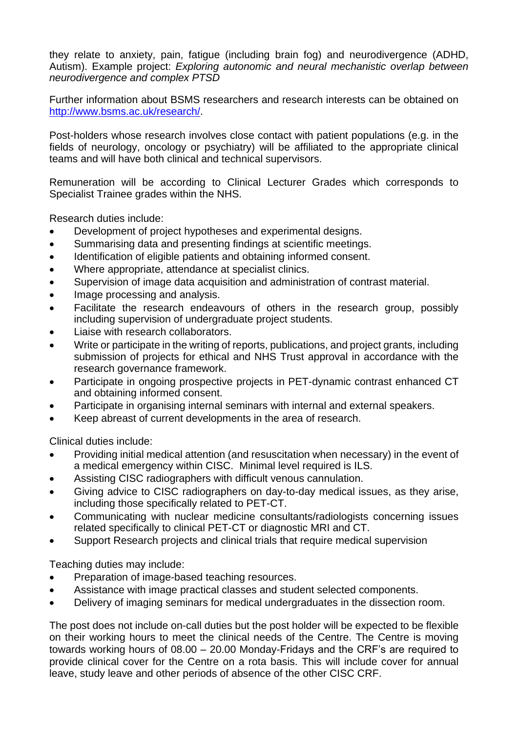they relate to anxiety, pain, fatigue (including brain fog) and neurodivergence (ADHD, Autism). Example project: *Exploring autonomic and neural mechanistic overlap between neurodivergence and complex PTSD*

Further information about BSMS researchers and research interests can be obtained on [http://www.bsms.ac.uk/research/](http://www.bsms.ac.uk/research/).

Post-holders whose research involves close contact with patient populations (e.g. in the fields of neurology, oncology or psychiatry) will be affiliated to the appropriate clinical teams and will have both clinical and technical supervisors.

Remuneration will be according to Clinical Lecturer Grades which corresponds to Specialist Trainee grades within the NHS.

Research duties include:

- Development of project hypotheses and experimental designs.
- Summarising data and presenting findings at scientific meetings.
- Identification of eligible patients and obtaining informed consent.
- Where appropriate, attendance at specialist clinics.
- Supervision of image data acquisition and administration of contrast material.
- Image processing and analysis.
- Facilitate the research endeavours of others in the research group, possibly including supervision of undergraduate project students.
- Liaise with research collaborators.
- Write or participate in the writing of reports, publications, and project grants, including submission of projects for ethical and NHS Trust approval in accordance with the research governance framework.
- Participate in ongoing prospective projects in PET-dynamic contrast enhanced CT and obtaining informed consent.
- Participate in organising internal seminars with internal and external speakers.
- Keep abreast of current developments in the area of research.

Clinical duties include:

- Providing initial medical attention (and resuscitation when necessary) in the event of a medical emergency within CISC. Minimal level required is ILS.
- Assisting CISC radiographers with difficult venous cannulation.
- Giving advice to CISC radiographers on day-to-day medical issues, as they arise, including those specifically related to PET-CT.
- Communicating with nuclear medicine consultants/radiologists concerning issues related specifically to clinical PET-CT or diagnostic MRI and CT.
- Support Research projects and clinical trials that require medical supervision

Teaching duties may include:

- Preparation of image-based teaching resources.
- Assistance with image practical classes and student selected components.
- Delivery of imaging seminars for medical undergraduates in the dissection room.

The post does not include on-call duties but the post holder will be expected to be flexible on their working hours to meet the clinical needs of the Centre. The Centre is moving towards working hours of 08.00 – 20.00 Monday-Fridays and the CRF's are required to provide clinical cover for the Centre on a rota basis. This will include cover for annual leave, study leave and other periods of absence of the other CISC CRF.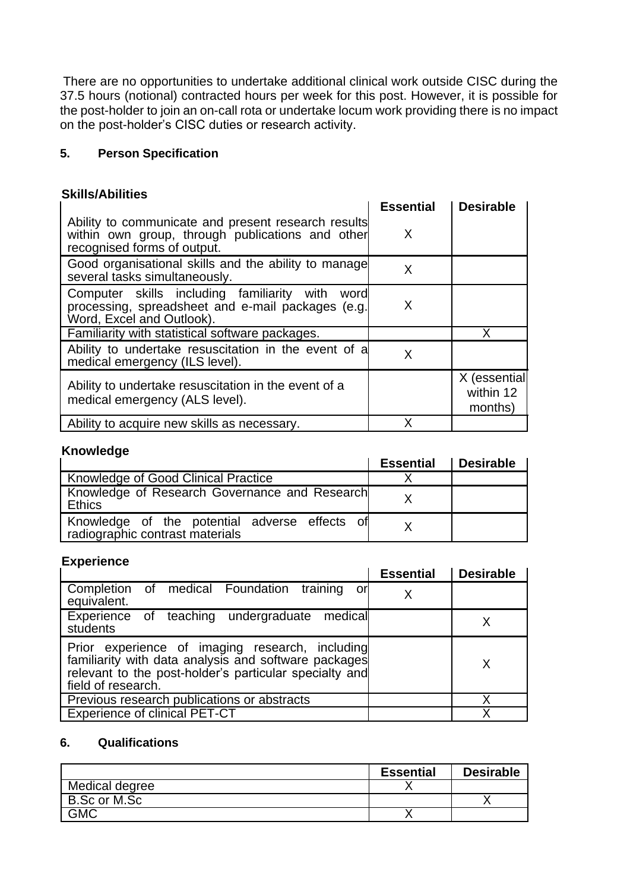There are no opportunities to undertake additional clinical work outside CISC during the 37.5 hours (notional) contracted hours per week for this post. However, it is possible for the post-holder to join an on-call rota or undertake locum work providing there is no impact on the post-holder's CISC duties or research activity.

## 5. Person Specification

### Skills/Abilities

| | Essential | Desirable |
|---|---|---|
| Ability to communicate and present research results within own group, through publications and other recognised forms of output. | X | |
| Good organisational skills and the ability to manage several tasks simultaneously. | X | |
| Computer skills including familiarity with word processing, spreadsheet and e-mail packages (e.g. Word, Excel and Outlook). | X | |
| Familiarity with statistical software packages. | | X |
| Ability to undertake resuscitation in the event of a medical emergency (ILS level). | X | |
| Ability to undertake resuscitation in the event of a medical emergency (ALS level). | | X (essential within 12 months) |
| Ability to acquire new skills as necessary. | X | |

### Knowledge

| | Essential | Desirable |
|---|---|---|
| Knowledge of Good Clinical Practice | X | |
| Knowledge of Research Governance and Research Ethics | X | |
| Knowledge of the potential adverse effects of radiographic contrast materials | X | |

### Experience

| | Essential | Desirable |
|---|---|---|
| Completion of medical Foundation training or equivalent. | X | |
| Experience of teaching undergraduate medical students | | X |
| Prior experience of imaging research, including familiarity with data analysis and software packages relevant to the post-holder's particular specialty and field of research. | | X |
| Previous research publications or abstracts | | X |
| Experience of clinical PET-CT | | X |

## 6. Qualifications

| | Essential | Desirable |
|---|---|---|
| Medical degree | X | |
| B.Sc or M.Sc | | X |
| GMC | X | |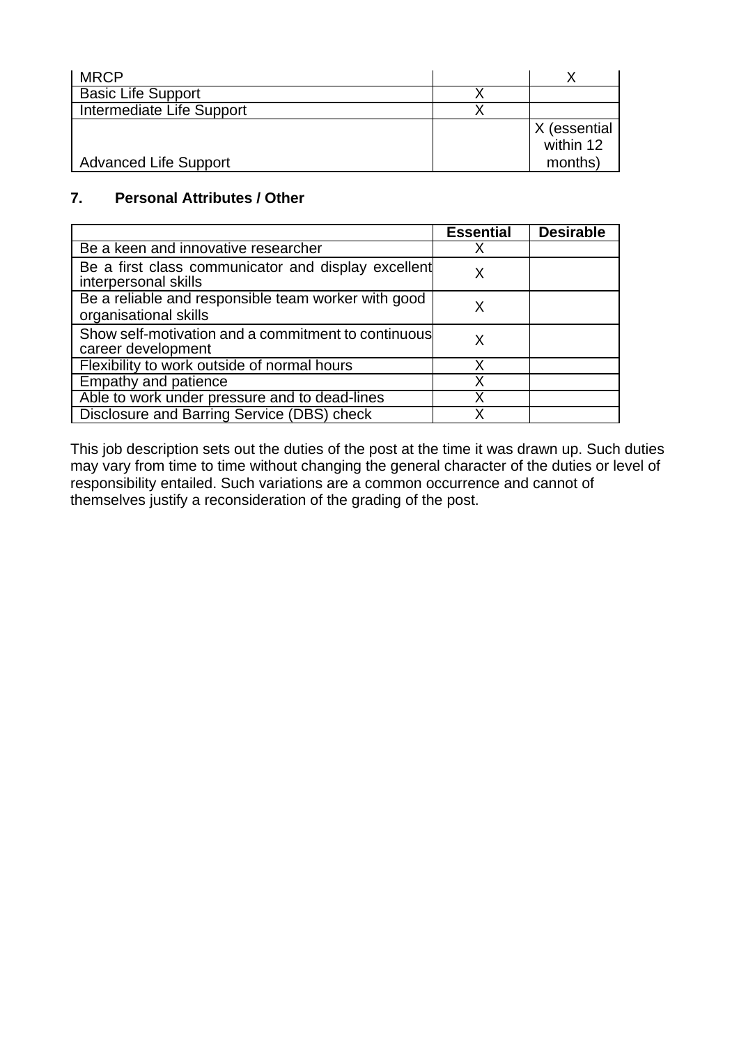| | | |
|---|---|---|
| MRCP | | X |
| Basic Life Support | X | |
| Intermediate Life Support | X | |
| Advanced Life Support | | X (essential within 12 months) |

**7. Personal Attributes / Other**

| | Essential | Desirable |
|---|---|---|
| Be a keen and innovative researcher | X | |
| Be a first class communicator and display excellent interpersonal skills | X | |
| Be a reliable and responsible team worker with good organisational skills | X | |
| Show self-motivation and a commitment to continuous career development | X | |
| Flexibility to work outside of normal hours | X | |
| Empathy and patience | X | |
| Able to work under pressure and to dead-lines | X | |
| Disclosure and Barring Service (DBS) check | X | |

This job description sets out the duties of the post at the time it was drawn up. Such duties may vary from time to time without changing the general character of the duties or level of responsibility entailed. Such variations are a common occurrence and cannot of themselves justify a reconsideration of the grading of the post.